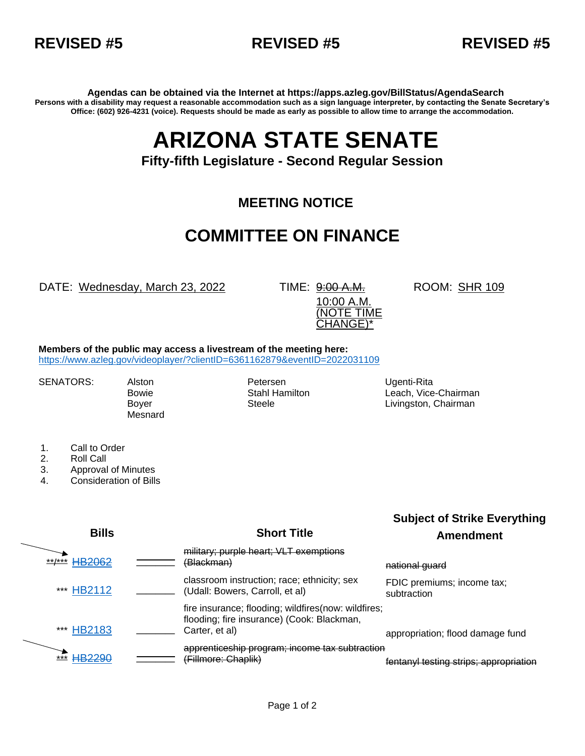**REVISED #5** **REVISED #5** **REVISED #5**

**Agendas can be obtained via the Internet at https://apps.azleg.gov/BillStatus/AgendaSearch**

**Persons with a disability may request a reasonable accommodation such as a sign language interpreter, by contacting the Senate Secretary's Office: (602) 926-4231 (voice). Requests should be made as early as possible to allow time to arrange the accommodation.**

# ARIZONA STATE SENATE

### Fifty-fifth Legislature - Second Regular Session

## MEETING NOTICE

## COMMITTEE ON FINANCE

DATE: Wednesday, March 23, 2022

TIME: ~~9:00 A.M.~~ 10:00 A.M. (NOTE TIME CHANGE)*

ROOM: SHR 109

**Members of the public may access a livestream of the meeting here:**
https://www.azleg.gov/videoplayer/?clientID=6361162879&eventID=2022031109

SENATORS: Alston, Bowie, Boyer, Mesnard, Petersen, Stahl Hamilton, Steele, Ugenti-Rita, Leach, Vice-Chairman, Livingston, Chairman

1. Call to Order
2. Roll Call
3. Approval of Minutes
4. Consideration of Bills

| Bills | | Short Title | Subject of Strike Everything Amendment |
|---|---|---|---|
| ~~**/*** HB2062~~ | ______ | ~~military; purple heart; VLT exemptions (Blackman)~~ | ~~national guard~~ |
| *** HB2112 | ______ | classroom instruction; race; ethnicity; sex (Udall: Bowers, Carroll, et al) | FDIC premiums; income tax; subtraction |
| *** HB2183 | ______ | fire insurance; flooding; wildfires(now: wildfires; flooding; fire insurance) (Cook: Blackman, Carter, et al) | appropriation; flood damage fund |
| ~~*** HB2290~~ | ______ | ~~apprenticeship program; income tax subtraction (Fillmore: Chaplik)~~ | ~~fentanyl testing strips; appropriation~~ |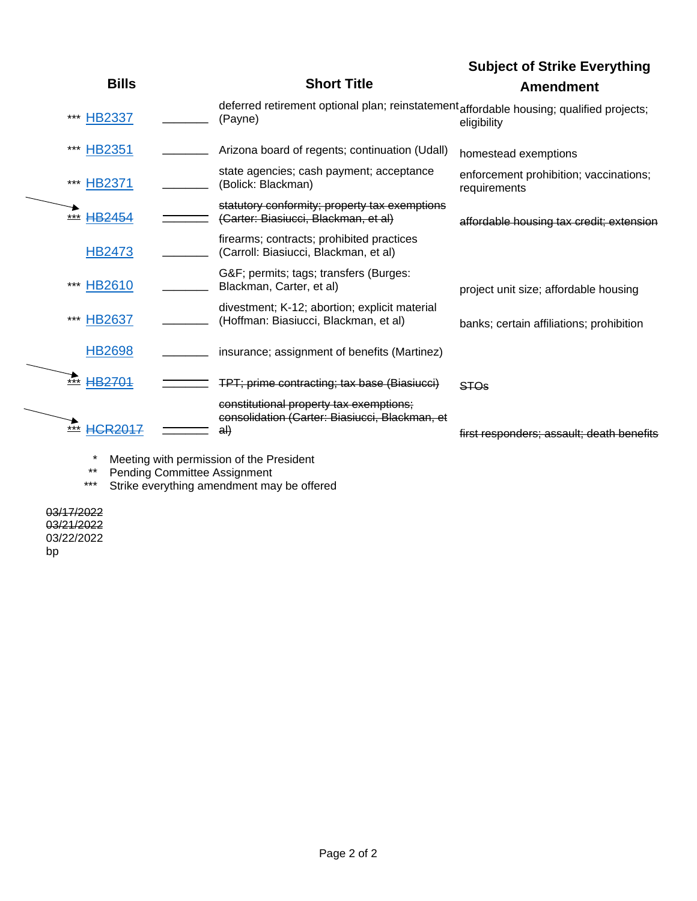| Bills | | Short Title | Subject of Strike Everything Amendment |
|---|---|---|---|
| *** HB2337 | _______ | deferred retirement optional plan; reinstatement (Payne) | affordable housing; qualified projects; eligibility |
| *** HB2351 | _______ | Arizona board of regents; continuation (Udall) | homestead exemptions |
| *** HB2371 | _______ | state agencies; cash payment; acceptance (Bolick: Blackman) | enforcement prohibition; vaccinations; requirements |
| ~~*** HB2454~~ | _______ | ~~statutory conformity; property tax exemptions (Carter: Biasiucci, Blackman, et al)~~ | ~~affordable housing tax credit; extension~~ |
| HB2473 | _______ | firearms; contracts; prohibited practices (Carroll: Biasiucci, Blackman, et al) | |
| *** HB2610 | _______ | G&F; permits; tags; transfers (Burges: Blackman, Carter, et al) | project unit size; affordable housing |
| *** HB2637 | _______ | divestment; K-12; abortion; explicit material (Hoffman: Biasiucci, Blackman, et al) | banks; certain affiliations; prohibition |
| HB2698 | _______ | insurance; assignment of benefits (Martinez) | |
| ~~*** HB2701~~ | _______ | ~~TPT; prime contracting; tax base (Biasiucci)~~ | ~~STOs~~ |
| ~~*** HCR2017~~ | _______ | ~~constitutional property tax exemptions; consolidation (Carter: Biasiucci, Blackman, et al)~~ | ~~first responders; assault; death benefits~~ |

\* Meeting with permission of the President
\** Pending Committee Assignment
\*** Strike everything amendment may be offered

~~03/17/2022~~
~~03/21/2022~~
03/22/2022
bp